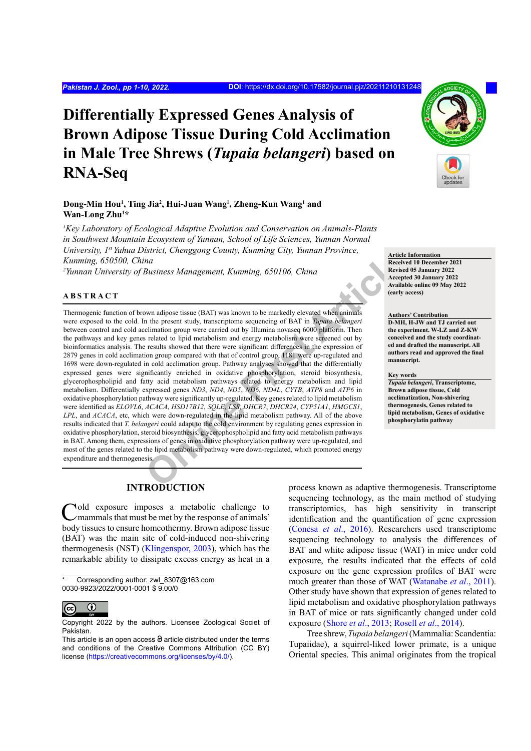# Differentially Expressed Genes Analysis of Brown Adipose Tissue During Cold Acclimation in Male Tree Shrews (*Tupaia belangeri*) based on RNA-Seq

**Dong-Min Hou[1], Ting Jia[2], Hui-Juan Wang[1], Zheng-Kun Wang[1] and Wan-Long Zhu[1]***

*[1]Key Laboratory of Ecological Adaptive Evolution and Conservation on Animals-Plants in Southwest Mountain Ecosystem of Yunnan, School of Life Sciences, Yunnan Normal University, 1st Yuhua District, Chenggong County, Kunming City, Yunnan Province, Kunming, 650500, China*

*[2]Yunnan University of Business Management, Kunming, 650106, China*

**Article Information**
Received 10 December 2021
Revised 05 January 2022
Accepted 30 January 2022
Available online 09 May 2022 (early access)

**Authors' Contribution**
D-MH, H-JW and TJ carried out the experiment. W-LZ and Z-KW conceived and the study coordinated and drafted the manuscript. All authors read and approved the final manuscript.

**Key words**
*Tupaia belangeri*, Transcriptome, Brown adipose tissue, Cold acclimatization, Non-shivering thermogenesis, Genes related to lipid metabolism, Genes of oxidative phosphorylatin pathway

## ABSTRACT

Thermogenic function of brown adipose tissue (BAT) was known to be markedly elevated when animals were exposed to the cold. In the present study, transcriptome sequencing of BAT in *Tupaia belangeri* between control and cold acclimation group were carried out by Illumina novaseq 6000 platform. Then the pathways and key genes related to lipid metabolism and energy metabolism were screened out by bioinformatics analysis. The results showed that there were significant differences in the expression of 2879 genes in cold acclimation group compared with that of control group, 1181 were up-regulated and 1698 were down-regulated in cold acclimation group. Pathway analyses showed that the differentially expressed genes were significantly enriched in oxidative phosphorylation, steroid biosynthesis, glycerophospholipid and fatty acid metabolism pathways related to energy metabolism and lipid metabolism. Differentially expressed genes *ND3*, *ND4*, *ND5*, *ND6*, *ND4L*, *CYTB*, *ATP8* and *ATP6* in oxidative phosphorylation pathway were significantly up-regulated. Key genes related to lipid metabolism were identified as *ELOVL6*, *ACACA*, *HSD17B12*, *SQLE*, *LSS*, *DHCR7*, *DHCR24*, *CYP51A1*, *HMGCS1*, *LPL*, and *ACACA*, etc, which were down-regulated in the lipid metabolism pathway. All of the above results indicated that *T. belangeri* could adapt to the cold environment by regulating genes expression in oxidative phosphorylation, steroid biosynthesis, glycerophospholipid and fatty acid metabolism pathways in BAT. Among them, expressions of genes in oxidative phosphorylation pathway were up-regulated, and most of the genes related to the lipid metabolism pathway were down-regulated, which promoted energy expenditure and thermogenesis.

## INTRODUCTION

Cold exposure imposes a metabolic challenge to mammals that must be met by the response of animals' body tissues to ensure homeothermy. Brown adipose tissue (BAT) was the main site of cold-induced non-shivering thermogenesis (NST) (Klingenspor, 2003), which has the remarkable ability to dissipate excess energy as heat in a process known as adaptive thermogenesis. Transcriptome sequencing technology, as the main method of studying transcriptomics, has high sensitivity in transcript identification and the quantification of gene expression (Conesa *et al*., 2016). Researchers used transcriptome sequencing technology to analysis the differences of BAT and white adipose tissue (WAT) in mice under cold exposure, the results indicated that the effects of cold exposure on the gene expression profiles of BAT were much greater than those of WAT (Watanabe *et al*., 2011). Other study have shown that expression of genes related to lipid metabolism and oxidative phosphorylation pathways in BAT of mice or rats significantly changed under cold exposure (Shore *et al*., 2013; Rosell *et al*., 2014).

Tree shrew, *Tupaia belangeri* (Mammalia: Scandentia: Tupaiidae), a squirrel-liked lower primate, is a unique Oriental species. This animal originates from the tropical

* Corresponding author: zwl_8307@163.com
0030-9923/2022/0001-0001 $ 9.00/0

Copyright 2022 by the authors. Licensee Zoological Society of Pakistan.
This article is an open access article distributed under the terms and conditions of the Creative Commons Attribution (CC BY) license (https://creativecommons.org/licenses/by/4.0/).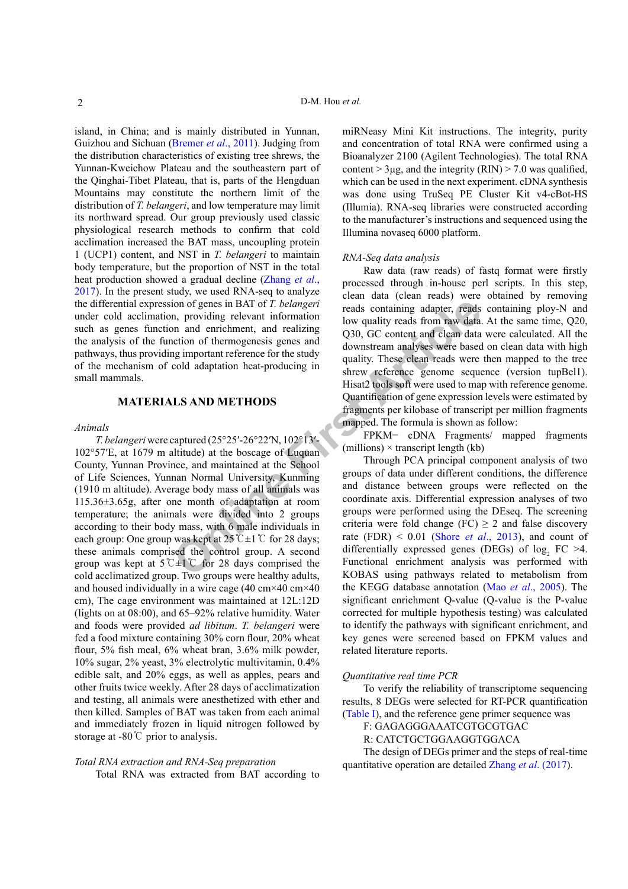island, in China; and is mainly distributed in Yunnan, Guizhou and Sichuan (Bremer *et al*., 2011). Judging from the distribution characteristics of existing tree shrews, the Yunnan-Kweichow Plateau and the southeastern part of the Qinghai-Tibet Plateau, that is, parts of the Hengduan Mountains may constitute the northern limit of the distribution of *T. belangeri*, and low temperature may limit its northward spread. Our group previously used classic physiological research methods to confirm that cold acclimation increased the BAT mass, uncoupling protein 1 (UCP1) content, and NST in *T. belangeri* to maintain body temperature, but the proportion of NST in the total heat production showed a gradual decline (Zhang *et al*., 2017). In the present study, we used RNA-seq to analyze the differential expression of genes in BAT of *T. belangeri* under cold acclimation, providing relevant information such as genes function and enrichment, and realizing the analysis of the function of thermogenesis genes and pathways, thus providing important reference for the study of the mechanism of cold adaptation heat-producing in small mammals.

## MATERIALS AND METHODS

### *Animals*

*T. belangeri* were captured (25°25′-26°22′N, 102°13′-102°57′E, at 1679 m altitude) at the boscage of Luquan County, Yunnan Province, and maintained at the School of Life Sciences, Yunnan Normal University, Kunming (1910 m altitude). Average body mass of all animals was 115.36±3.65g, after one month of adaptation at room temperature; the animals were divided into 2 groups according to their body mass, with 6 male individuals in each group: One group was kept at 25℃±1℃ for 28 days; these animals comprised the control group. A second group was kept at 5℃±1℃ for 28 days comprised the cold acclimatized group. Two groups were healthy adults, and housed individually in a wire cage (40 cm×40 cm×40 cm), The cage environment was maintained at 12L:12D (lights on at 08:00), and 65–92% relative humidity. Water and foods were provided *ad libitum*. *T. belangeri* were fed a food mixture containing 30% corn flour, 20% wheat flour, 5% fish meal, 6% wheat bran, 3.6% milk powder, 10% sugar, 2% yeast, 3% electrolytic multivitamin, 0.4% edible salt, and 20% eggs, as well as apples, pears and other fruits twice weekly. After 28 days of acclimatization and testing, all animals were anesthetized with ether and then killed. Samples of BAT was taken from each animal and immediately frozen in liquid nitrogen followed by storage at -80℃ prior to analysis.

### *Total RNA extraction and RNA-Seq preparation*

Total RNA was extracted from BAT according to miRNeasy Mini Kit instructions. The integrity, purity and concentration of total RNA were confirmed using a Bioanalyzer 2100 (Agilent Technologies). The total RNA content > 3μg, and the integrity (RIN) > 7.0 was qualified, which can be used in the next experiment. cDNA synthesis was done using TruSeq PE Cluster Kit v4-cBot-HS (Illumia). RNA-seq libraries were constructed according to the manufacturer's instructions and sequenced using the Illumina novaseq 6000 platform.

### *RNA-Seq data analysis*

Raw data (raw reads) of fastq format were firstly processed through in-house perl scripts. In this step, clean data (clean reads) were obtained by removing reads containing adapter, reads containing ploy-N and low quality reads from raw data. At the same time, Q20, Q30, GC content and clean data were calculated. All the downstream analyses were based on clean data with high quality. These clean reads were then mapped to the tree shrew reference genome sequence (version tupBel1). Hisat2 tools soft were used to map with reference genome. Quantification of gene expression levels were estimated by fragments per kilobase of transcript per million fragments mapped. The formula is shown as follow:

FPKM= cDNA Fragments/ mapped fragments (millions) × transcript length (kb)

Through PCA principal component analysis of two groups of data under different conditions, the difference and distance between groups were reflected on the coordinate axis. Differential expression analyses of two groups were performed using the DEseq. The screening criteria were fold change (FC) ≥ 2 and false discovery rate (FDR) < 0.01 (Shore *et al*., 2013), and count of differentially expressed genes (DEGs) of $\log_2$ FC >4. Functional enrichment analysis was performed with KOBAS using pathways related to metabolism from the KEGG database annotation (Mao *et al*., 2005). The significant enrichment Q-value (Q-value is the P-value corrected for multiple hypothesis testing) was calculated to identify the pathways with significant enrichment, and key genes were screened based on FPKM values and related literature reports.

### *Quantitative real time PCR*

To verify the reliability of transcriptome sequencing results, 8 DEGs were selected for RT-PCR quantification (Table I), and the reference gene primer sequence was

F: GAGAGGGAAATCGTGCGTGAC

R: CATCTGCTGGAAGGTGGACA

The design of DEGs primer and the steps of real-time quantitative operation are detailed Zhang *et al*. (2017).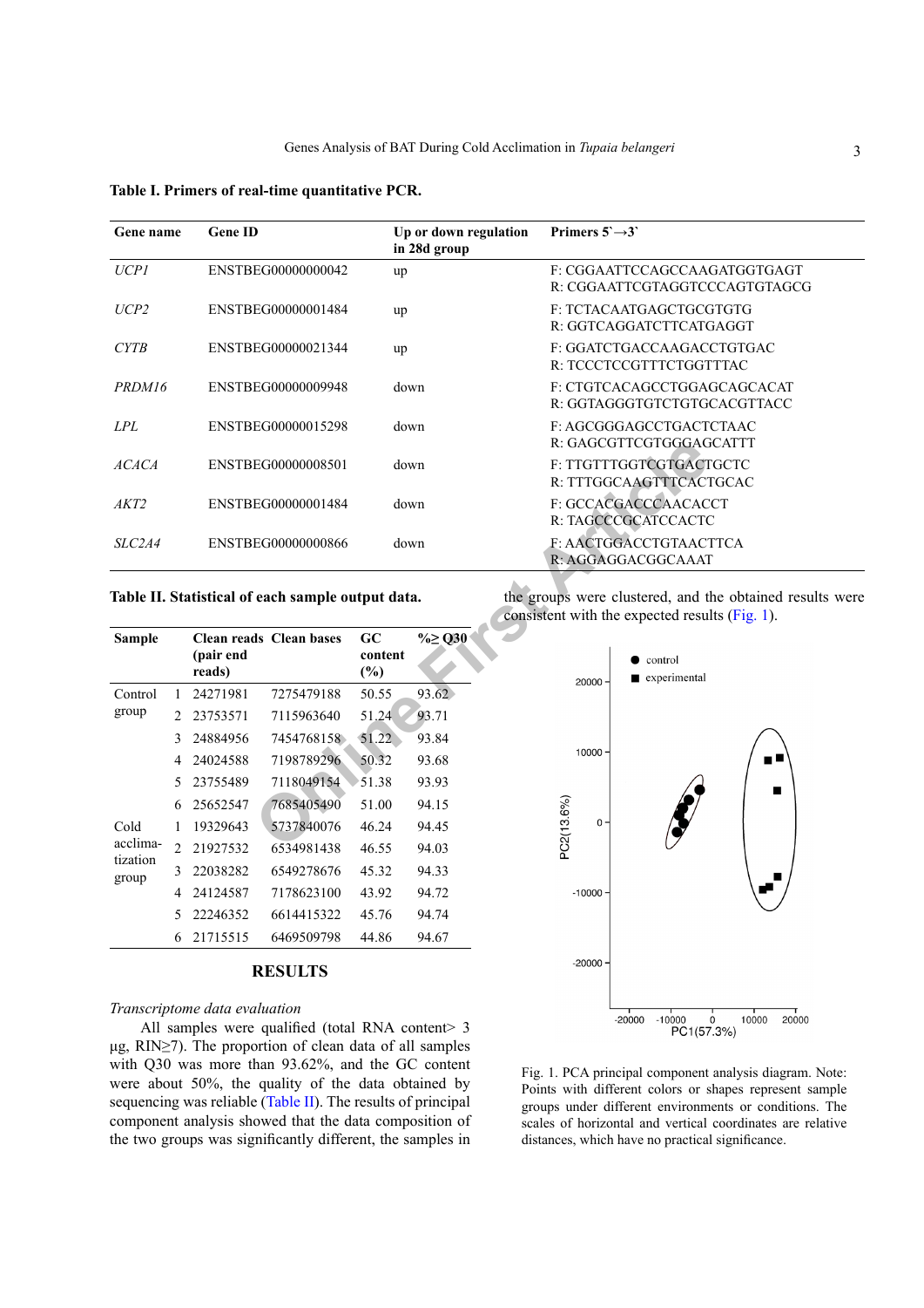**Table I. Primers of real-time quantitative PCR.**

| Gene name | Gene ID | Up or down regulation in 28d group | Primers 5`→3` |
|---|---|---|---|
| *UCP1* | ENSTBEG00000000042 | up | F: CGGAATTCCAGCCAAGATGGTGAGT<br>R: CGGAATTCGTAGGTCCCAGTGTAGCG |
| *UCP2* | ENSTBEG00000001484 | up | F: TCTACAATGAGCTGCGTGTG<br>R: GGTCAGGATCTTCATGAGGT |
| *CYTB* | ENSTBEG00000021344 | up | F: GGATCTGACCAAGACCTGTGAC<br>R: TCCCTCCGTTTCTGGTTTAC |
| *PRDM16* | ENSTBEG00000009948 | down | F: CTGTCACAGCCTGGAGCAGCACAT<br>R: GGTAGGGTGTCTGTGCACGTTACC |
| *LPL* | ENSTBEG00000015298 | down | F: AGCGGGAGCCTGACTCTAAC<br>R: GAGCGTTCGTGGGAGCATT |
| *ACACA* | ENSTBEG00000008501 | down | F: TTGTTTGGTCGTGACTGCTC<br>R: TTTGGCAAGTTTCACTGCAC |
| *AKT2* | ENSTBEG00000001484 | down | F: GCCACGACCCAACACCT<br>R: TAGCCCGCATCCACTC |
| *SLC2A4* | ENSTBEG00000000866 | down | F: AACTGGACCTGTAACTTCA<br>R: AGGAGGACGGCAAAT |

**Table II. Statistical of each sample output data.**

| Sample | | Clean reads (pair end reads) | Clean bases | GC content (%) | %≥ Q30 |
|---|---|---|---|---|---|
| Control group | 1 | 24271981 | 7275479188 | 50.55 | 93.62 |
| | 2 | 23753571 | 7115963640 | 51.24 | 93.71 |
| | 3 | 24884956 | 7454768158 | 51.22 | 93.84 |
| | 4 | 24024588 | 7198789296 | 50.32 | 93.68 |
| | 5 | 23755489 | 7118049154 | 51.38 | 93.93 |
| | 6 | 25652547 | 7685405490 | 51.00 | 94.15 |
| Cold acclimation group | 1 | 19329643 | 5737840076 | 46.24 | 94.45 |
| | 2 | 21927532 | 6534981438 | 46.55 | 94.03 |
| | 3 | 22038282 | 6549278676 | 45.32 | 94.33 |
| | 4 | 24124587 | 7178623100 | 43.92 | 94.72 |
| | 5 | 22246352 | 6614415322 | 45.76 | 94.74 |
| | 6 | 21715515 | 6469509798 | 44.86 | 94.67 |

## RESULTS

*Transcriptome data evaluation*

All samples were qualified (total RNA content> 3 μg, RIN≥7). The proportion of clean data of all samples with Q30 was more than 93.62%, and the GC content were about 50%, the quality of the data obtained by sequencing was reliable (Table II). The results of principal component analysis showed that the data composition of the two groups was significantly different, the samples in the groups were clustered, and the obtained results were consistent with the expected results (Fig. 1).

Fig. 1. PCA principal component analysis diagram. Note: Points with different colors or shapes represent sample groups under different environments or conditions. The scales of horizontal and vertical coordinates are relative distances, which have no practical significance.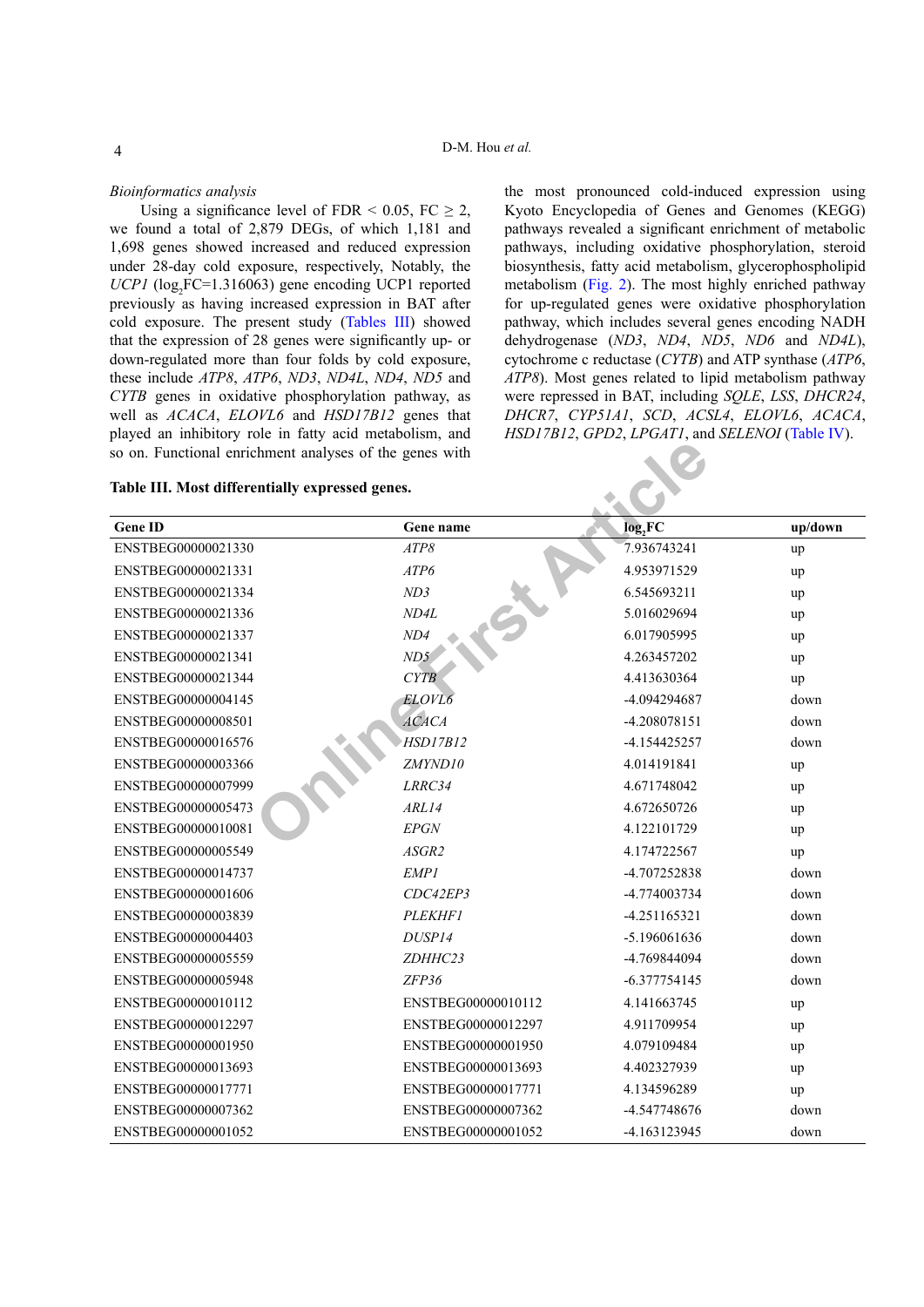*Bioinformatics analysis*

Using a significance level of FDR < 0.05, FC ≥ 2, we found a total of 2,879 DEGs, of which 1,181 and 1,698 genes showed increased and reduced expression under 28-day cold exposure, respectively, Notably, the *UCP1* ($log_2$FC=1.316063) gene encoding UCP1 reported previously as having increased expression in BAT after cold exposure. The present study (Tables III) showed that the expression of 28 genes were significantly up- or down-regulated more than four folds by cold exposure, these include *ATP8*, *ATP6*, *ND3*, *ND4L*, *ND4*, *ND5* and *CYTB* genes in oxidative phosphorylation pathway, as well as *ACACA*, *ELOVL6* and *HSD17B12* genes that played an inhibitory role in fatty acid metabolism, and so on. Functional enrichment analyses of the genes with the most pronounced cold-induced expression using Kyoto Encyclopedia of Genes and Genomes (KEGG) pathways revealed a significant enrichment of metabolic pathways, including oxidative phosphorylation, steroid biosynthesis, fatty acid metabolism, glycerophospholipid metabolism (Fig. 2). The most highly enriched pathway for up-regulated genes were oxidative phosphorylation pathway, which includes several genes encoding NADH dehydrogenase (*ND3*, *ND4*, *ND5*, *ND6* and *ND4L*), cytochrome c reductase (*CYTB*) and ATP synthase (*ATP6*, *ATP8*). Most genes related to lipid metabolism pathway were repressed in BAT, including *SQLE*, *LSS*, *DHCR24*, *DHCR7*, *CYP51A1*, *SCD*, *ACSL4*, *ELOVL6*, *ACACA*, *HSD17B12*, *GPD2*, *LPGAT1*, and *SELENOI* (Table IV).

**Table III. Most differentially expressed genes.**

| Gene ID | Gene name | $log_2$FC | up/down |
|---|---|---|---|
| ENSTBEG00000021330 | *ATP8* | 7.936743241 | up |
| ENSTBEG00000021331 | *ATP6* | 4.953971529 | up |
| ENSTBEG00000021334 | *ND3* | 6.545693211 | up |
| ENSTBEG00000021336 | *ND4L* | 5.016029694 | up |
| ENSTBEG00000021337 | *ND4* | 6.017905995 | up |
| ENSTBEG00000021341 | *ND5* | 4.263457202 | up |
| ENSTBEG00000021344 | *CYTB* | 4.413630364 | up |
| ENSTBEG00000004145 | *ELOVL6* | -4.094294687 | down |
| ENSTBEG00000008501 | *ACACA* | -4.208078151 | down |
| ENSTBEG00000016576 | *HSD17B12* | -4.154425257 | down |
| ENSTBEG00000003366 | *ZMYND10* | 4.014191841 | up |
| ENSTBEG00000007999 | *LRRC34* | 4.671748042 | up |
| ENSTBEG00000005473 | *ARL14* | 4.672650726 | up |
| ENSTBEG00000010081 | *EPGN* | 4.122101729 | up |
| ENSTBEG00000005549 | *ASGR2* | 4.174722567 | up |
| ENSTBEG00000014737 | *EMP1* | -4.707252838 | down |
| ENSTBEG00000001606 | *CDC42EP3* | -4.774003734 | down |
| ENSTBEG00000003839 | *PLEKHF1* | -4.251165321 | down |
| ENSTBEG00000004403 | *DUSP14* | -5.196061636 | down |
| ENSTBEG00000005559 | *ZDHHC23* | -4.769844094 | down |
| ENSTBEG00000005948 | *ZFP36* | -6.377754145 | down |
| ENSTBEG00000010112 | ENSTBEG00000010112 | 4.141663745 | up |
| ENSTBEG00000012297 | ENSTBEG00000012297 | 4.911709954 | up |
| ENSTBEG00000001950 | ENSTBEG00000001950 | 4.079109484 | up |
| ENSTBEG00000013693 | ENSTBEG00000013693 | 4.402327939 | up |
| ENSTBEG00000017771 | ENSTBEG00000017771 | 4.134596289 | up |
| ENSTBEG00000007362 | ENSTBEG00000007362 | -4.547748676 | down |
| ENSTBEG00000001052 | ENSTBEG00000001052 | -4.163123945 | down |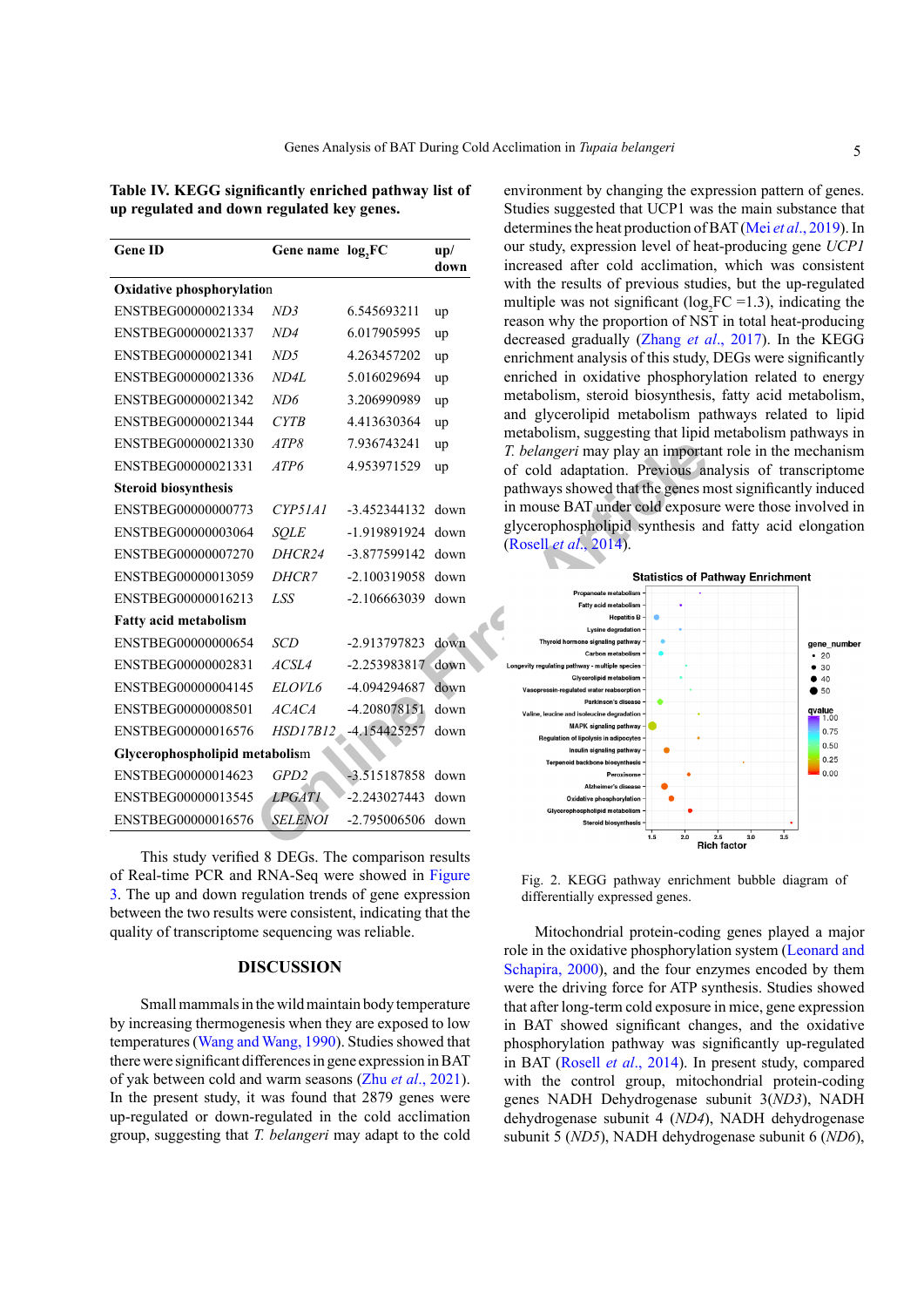**Table IV. KEGG significantly enriched pathway list of up regulated and down regulated key genes.**

| Gene ID | Gene name | $log_2FC$ | up/ down |
|---|---|---|---|
| **Oxidative phosphorylation** | | | |
| ENSTBEG00000021334 | *ND3* | 6.545693211 | up |
| ENSTBEG00000021337 | *ND4* | 6.017905995 | up |
| ENSTBEG00000021341 | *ND5* | 4.263457202 | up |
| ENSTBEG00000021336 | *ND4L* | 5.016029694 | up |
| ENSTBEG00000021342 | *ND6* | 3.206990989 | up |
| ENSTBEG00000021344 | *CYTB* | 4.413630364 | up |
| ENSTBEG00000021330 | *ATP8* | 7.936743241 | up |
| ENSTBEG00000021331 | *ATP6* | 4.953971529 | up |
| **Steroid biosynthesis** | | | |
| ENSTBEG00000000773 | *CYP51A1* | -3.452344132 | down |
| ENSTBEG00000003064 | *SQLE* | -1.919891924 | down |
| ENSTBEG00000007270 | *DHCR24* | -3.877599142 | down |
| ENSTBEG00000013059 | *DHCR7* | -2.100319058 | down |
| ENSTBEG00000016213 | *LSS* | -2.106663039 | down |
| **Fatty acid metabolism** | | | |
| ENSTBEG00000000654 | *SCD* | -2.913797823 | down |
| ENSTBEG00000002831 | *ACSL4* | -2.253983817 | down |
| ENSTBEG00000004145 | *ELOVL6* | -4.094294687 | down |
| ENSTBEG00000008501 | *ACACA* | -4.208078151 | down |
| ENSTBEG00000016576 | *HSD17B12* | -4.154425257 | down |
| **Glycerophospholipid metabolism** | | | |
| ENSTBEG00000014623 | *GPD2* | -3.515187858 | down |
| ENSTBEG00000013545 | *LPGAT1* | -2.243027443 | down |
| ENSTBEG00000016576 | *SELENOI* | -2.795006506 | down |

This study verified 8 DEGs. The comparison results of Real-time PCR and RNA-Seq were showed in Figure 3. The up and down regulation trends of gene expression between the two results were consistent, indicating that the quality of transcriptome sequencing was reliable.

## DISCUSSION

Small mammals in the wild maintain body temperature by increasing thermogenesis when they are exposed to low temperatures (Wang and Wang, 1990). Studies showed that there were significant differences in gene expression in BAT of yak between cold and warm seasons (Zhu *et al*., 2021). In the present study, it was found that 2879 genes were up-regulated or down-regulated in the cold acclimation group, suggesting that *T. belangeri* may adapt to the cold environment by changing the expression pattern of genes. Studies suggested that UCP1 was the main substance that determines the heat production of BAT (Mei *et al*., 2019). In our study, expression level of heat-producing gene *UCP1* increased after cold acclimation, which was consistent with the results of previous studies, but the up-regulated multiple was not significant ($log_2FC$ =1.3), indicating the reason why the proportion of NST in total heat-producing decreased gradually (Zhang *et al*., 2017). In the KEGG enrichment analysis of this study, DEGs were significantly enriched in oxidative phosphorylation related to energy metabolism, steroid biosynthesis, fatty acid metabolism, and glycerolipid metabolism pathways related to lipid metabolism, suggesting that lipid metabolism pathways in *T. belangeri* may play an important role in the mechanism of cold adaptation. Previous analysis of transcriptome pathways showed that the genes most significantly induced in mouse BAT under cold exposure were those involved in glycerophospholipid synthesis and fatty acid elongation (Rosell *et al*., 2014).

Fig. 2. KEGG pathway enrichment bubble diagram of differentially expressed genes.

Mitochondrial protein-coding genes played a major role in the oxidative phosphorylation system (Leonard and Schapira, 2000), and the four enzymes encoded by them were the driving force for ATP synthesis. Studies showed that after long-term cold exposure in mice, gene expression in BAT showed significant changes, and the oxidative phosphorylation pathway was significantly up-regulated in BAT (Rosell *et al*., 2014). In present study, compared with the control group, mitochondrial protein-coding genes NADH Dehydrogenase subunit 3(*ND3*), NADH dehydrogenase subunit 4 (*ND4*), NADH dehydrogenase subunit 5 (*ND5*), NADH dehydrogenase subunit 6 (*ND6*),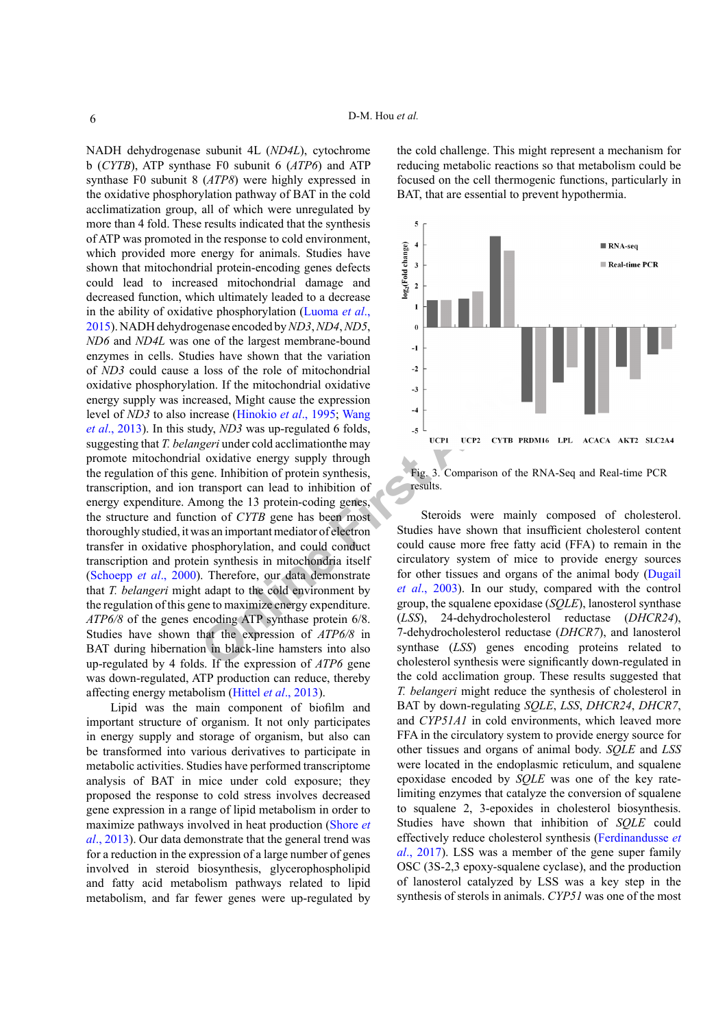NADH dehydrogenase subunit 4L (*ND4L*), cytochrome b (*CYTB*), ATP synthase F0 subunit 6 (*ATP6*) and ATP synthase F0 subunit 8 (*ATP8*) were highly expressed in the oxidative phosphorylation pathway of BAT in the cold acclimatization group, all of which were unregulated by more than 4 fold. These results indicated that the synthesis of ATP was promoted in the response to cold environment, which provided more energy for animals. Studies have shown that mitochondrial protein-encoding genes defects could lead to increased mitochondrial damage and decreased function, which ultimately leaded to a decrease in the ability of oxidative phosphorylation (Luoma *et al*., 2015). NADH dehydrogenase encoded by *ND3*, *ND4*, *ND5*, *ND6* and *ND4L* was one of the largest membrane-bound enzymes in cells. Studies have shown that the variation of *ND3* could cause a loss of the role of mitochondrial oxidative phosphorylation. If the mitochondrial oxidative energy supply was increased, Might cause the expression level of *ND3* to also increase (Hinokio *et al*., 1995; Wang *et al*., 2013). In this study, *ND3* was up-regulated 6 folds, suggesting that *T. belangeri* under cold acclimationthe may promote mitochondrial oxidative energy supply through the regulation of this gene. Inhibition of protein synthesis, transcription, and ion transport can lead to inhibition of energy expenditure. Among the 13 protein-coding genes, the structure and function of *CYTB* gene has been most thoroughly studied, it was an important mediator of electron transfer in oxidative phosphorylation, and could conduct transcription and protein synthesis in mitochondria itself (Schoepp *et al*., 2000). Therefore, our data demonstrate that *T. belangeri* might adapt to the cold environment by the regulation of this gene to maximize energy expenditure. *ATP6/8* of the genes encoding ATP synthase protein 6/8. Studies have shown that the expression of *ATP6/8* in BAT during hibernation in black-line hamsters into also up-regulated by 4 folds. If the expression of *ATP6* gene was down-regulated, ATP production can reduce, thereby affecting energy metabolism (Hittel *et al*., 2013).

Lipid was the main component of biofilm and important structure of organism. It not only participates in energy supply and storage of organism, but also can be transformed into various derivatives to participate in metabolic activities. Studies have performed transcriptome analysis of BAT in mice under cold exposure; they proposed the response to cold stress involves decreased gene expression in a range of lipid metabolism in order to maximize pathways involved in heat production (Shore *et al*., 2013). Our data demonstrate that the general trend was for a reduction in the expression of a large number of genes involved in steroid biosynthesis, glycerophospholipid and fatty acid metabolism pathways related to lipid metabolism, and far fewer genes were up-regulated by the cold challenge. This might represent a mechanism for reducing metabolic reactions so that metabolism could be focused on the cell thermogenic functions, particularly in BAT, that are essential to prevent hypothermia.

Fig. 3. Comparison of the RNA-Seq and Real-time PCR results.

Steroids were mainly composed of cholesterol. Studies have shown that insufficient cholesterol content could cause more free fatty acid (FFA) to remain in the circulatory system of mice to provide energy sources for other tissues and organs of the animal body (Dugail *et al*., 2003). In our study, compared with the control group, the squalene epoxidase (*SQLE*), lanosterol synthase (*LSS*), 24-dehydrocholesterol reductase (*DHCR24*), 7-dehydrocholesterol reductase (*DHCR7*), and lanosterol synthase (*LSS*) genes encoding proteins related to cholesterol synthesis were significantly down-regulated in the cold acclimation group. These results suggested that *T. belangeri* might reduce the synthesis of cholesterol in BAT by down-regulating *SQLE*, *LSS*, *DHCR24*, *DHCR7*, and *CYP51A1* in cold environments, which leaved more FFA in the circulatory system to provide energy source for other tissues and organs of animal body. *SQLE* and *LSS* were located in the endoplasmic reticulum, and squalene epoxidase encoded by *SQLE* was one of the key rate-limiting enzymes that catalyze the conversion of squalene to squalene 2, 3-epoxides in cholesterol biosynthesis. Studies have shown that inhibition of *SQLE* could effectively reduce cholesterol synthesis (Ferdinandusse *et al*., 2017). LSS was a member of the gene super family OSC (3S-2,3 epoxy-squalene cyclase), and the production of lanosterol catalyzed by LSS was a key step in the synthesis of sterols in animals. *CYP51* was one of the most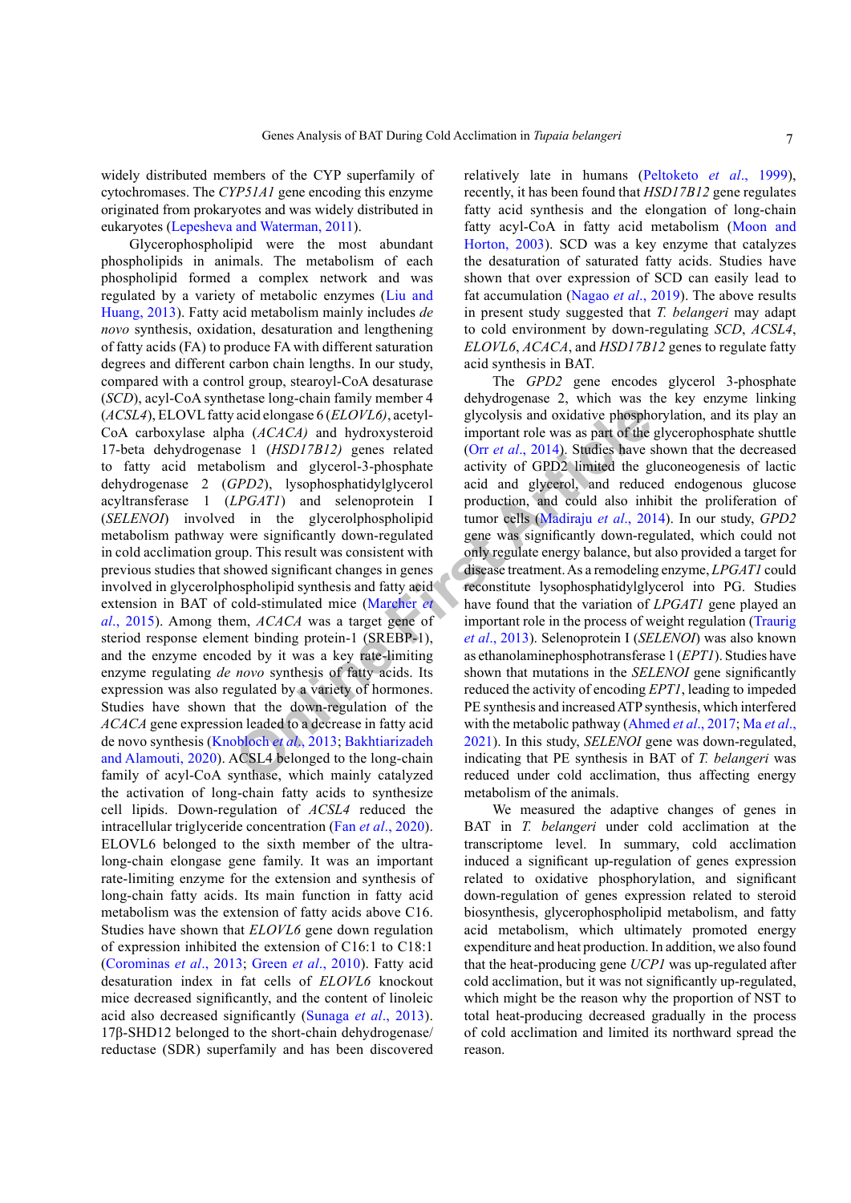widely distributed members of the CYP superfamily of cytochromases. The *CYP51A1* gene encoding this enzyme originated from prokaryotes and was widely distributed in eukaryotes (Lepesheva and Waterman, 2011).

Glycerophospholipid were the most abundant phospholipids in animals. The metabolism of each phospholipid formed a complex network and was regulated by a variety of metabolic enzymes (Liu and Huang, 2013). Fatty acid metabolism mainly includes *de novo* synthesis, oxidation, desaturation and lengthening of fatty acids (FA) to produce FA with different saturation degrees and different carbon chain lengths. In our study, compared with a control group, stearoyl-CoA desaturase (*SCD*), acyl-CoA synthetase long-chain family member 4 (*ACSL4*), ELOVL fatty acid elongase 6 (*ELOVL6)*, acetyl-CoA carboxylase alpha (*ACACA)* and hydroxysteroid 17-beta dehydrogenase 1 (*HSD17B12)* genes related to fatty acid metabolism and glycerol-3-phosphate dehydrogenase 2 (*GPD2*), lysophosphatidylglycerol acyltransferase 1 (*LPGAT1*) and selenoprotein I (*SELENOI*) involved in the glycerolphospholipid metabolism pathway were significantly down-regulated in cold acclimation group. This result was consistent with previous studies that showed significant changes in genes involved in glycerolphospholipid synthesis and fatty acid extension in BAT of cold-stimulated mice (Marcher *et al*., 2015). Among them, *ACACA* was a target gene of steriod response element binding protein-1 (SREBP-1), and the enzyme encoded by it was a key rate-limiting enzyme regulating *de novo* synthesis of fatty acids. Its expression was also regulated by a variety of hormones. Studies have shown that the down-regulation of the *ACACA* gene expression leaded to a decrease in fatty acid de novo synthesis (Knobloch *et al*., 2013; Bakhtiarizadeh and Alamouti, 2020). ACSL4 belonged to the long-chain family of acyl-CoA synthase, which mainly catalyzed the activation of long-chain fatty acids to synthesize cell lipids. Down-regulation of *ACSL4* reduced the intracellular triglyceride concentration (Fan *et al*., 2020). ELOVL6 belonged to the sixth member of the ultra-long-chain elongase gene family. It was an important rate-limiting enzyme for the extension and synthesis of long-chain fatty acids. Its main function in fatty acid metabolism was the extension of fatty acids above C16. Studies have shown that *ELOVL6* gene down regulation of expression inhibited the extension of C16:1 to C18:1 (Corominas *et al*., 2013; Green *et al*., 2010). Fatty acid desaturation index in fat cells of *ELOVL6* knockout mice decreased significantly, and the content of linoleic acid also decreased significantly (Sunaga *et al*., 2013). 17β-SHD12 belonged to the short-chain dehydrogenase/reductase (SDR) superfamily and has been discovered relatively late in humans (Peltoketo *et al*., 1999), recently, it has been found that *HSD17B12* gene regulates fatty acid synthesis and the elongation of long-chain fatty acyl-CoA in fatty acid metabolism (Moon and Horton, 2003). SCD was a key enzyme that catalyzes the desaturation of saturated fatty acids. Studies have shown that over expression of SCD can easily lead to fat accumulation (Nagao *et al*., 2019). The above results in present study suggested that *T. belangeri* may adapt to cold environment by down-regulating *SCD*, *ACSL4*, *ELOVL6*, *ACACA*, and *HSD17B12* genes to regulate fatty acid synthesis in BAT.

The *GPD2* gene encodes glycerol 3-phosphate dehydrogenase 2, which was the key enzyme linking glycolysis and oxidative phosphorylation, and its play an important role was as part of the glycerophosphate shuttle (Orr *et al*., 2014). Studies have shown that the decreased activity of GPD2 limited the gluconeogenesis of lactic acid and glycerol, and reduced endogenous glucose production, and could also inhibit the proliferation of tumor cells (Madiraju *et al*., 2014). In our study, *GPD2* gene was significantly down-regulated, which could not only regulate energy balance, but also provided a target for disease treatment. As a remodeling enzyme, *LPGAT1* could reconstitute lysophosphatidylglycerol into PG. Studies have found that the variation of *LPGAT1* gene played an important role in the process of weight regulation (Traurig *et al*., 2013). Selenoprotein I (*SELENOI*) was also known as ethanolaminephosphotransferase 1 (*EPT1*). Studies have shown that mutations in the *SELENOI* gene significantly reduced the activity of encoding *EPT1*, leading to impeded PE synthesis and increased ATP synthesis, which interfered with the metabolic pathway (Ahmed *et al*., 2017; Ma *et al*., 2021). In this study, *SELENOI* gene was down-regulated, indicating that PE synthesis in BAT of *T. belangeri* was reduced under cold acclimation, thus affecting energy metabolism of the animals.

We measured the adaptive changes of genes in BAT in *T. belangeri* under cold acclimation at the transcriptome level. In summary, cold acclimation induced a significant up-regulation of genes expression related to oxidative phosphorylation, and significant down-regulation of genes expression related to steroid biosynthesis, glycerophospholipid metabolism, and fatty acid metabolism, which ultimately promoted energy expenditure and heat production. In addition, we also found that the heat-producing gene *UCP1* was up-regulated after cold acclimation, but it was not significantly up-regulated, which might be the reason why the proportion of NST to total heat-producing decreased gradually in the process of cold acclimation and limited its northward spread the reason.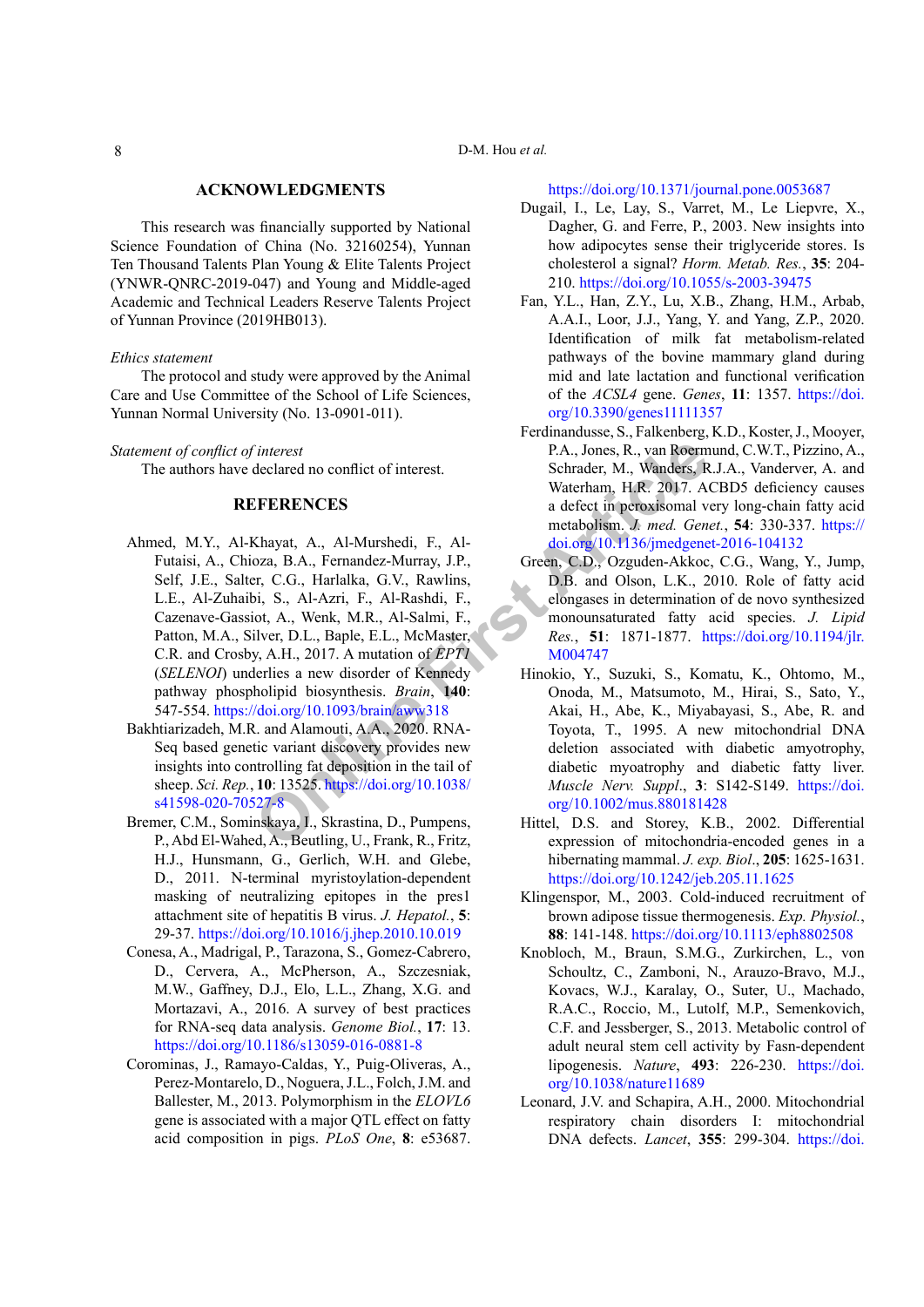## ACKNOWLEDGMENTS

This research was financially supported by National Science Foundation of China (No. 32160254), Yunnan Ten Thousand Talents Plan Young & Elite Talents Project (YNWR-QNRC-2019-047) and Young and Middle-aged Academic and Technical Leaders Reserve Talents Project of Yunnan Province (2019HB013).

*Ethics statement*

The protocol and study were approved by the Animal Care and Use Committee of the School of Life Sciences, Yunnan Normal University (No. 13-0901-011).

*Statement of conflict of interest*

The authors have declared no conflict of interest.

## REFERENCES

Ahmed, M.Y., Al-Khayat, A., Al-Murshedi, F., Al-Futaisi, A., Chioza, B.A., Fernandez-Murray, J.P., Self, J.E., Salter, C.G., Harlalka, G.V., Rawlins, L.E., Al-Zuhaibi, S., Al-Azri, F., Al-Rashdi, F., Cazenave-Gassiot, A., Wenk, M.R., Al-Salmi, F., Patton, M.A., Silver, D.L., Baple, E.L., McMaster, C.R. and Crosby, A.H., 2017. A mutation of *EPT1* (*SELENOI*) underlies a new disorder of Kennedy pathway phospholipid biosynthesis. *Brain*, **140**: 547-554. https://doi.org/10.1093/brain/aww318

Bakhtiarizadeh, M.R. and Alamouti, A.A., 2020. RNA-Seq based genetic variant discovery provides new insights into controlling fat deposition in the tail of sheep. *Sci. Rep.*, **10**: 13525. https://doi.org/10.1038/s41598-020-70527-8

Bremer, C.M., Sominskaya, I., Skrastina, D., Pumpens, P., Abd El-Wahed, A., Beutling, U., Frank, R., Fritz, H.J., Hunsmann, G., Gerlich, W.H. and Glebe, D., 2011. N-terminal myristoylation-dependent masking of neutralizing epitopes in the pres1 attachment site of hepatitis B virus. *J. Hepatol.*, **5**: 29-37. https://doi.org/10.1016/j.jhep.2010.10.019

Conesa, A., Madrigal, P., Tarazona, S., Gomez-Cabrero, D., Cervera, A., McPherson, A., Szczesniak, M.W., Gaffney, D.J., Elo, L.L., Zhang, X.G. and Mortazavi, A., 2016. A survey of best practices for RNA-seq data analysis. *Genome Biol.*, **17**: 13. https://doi.org/10.1186/s13059-016-0881-8

Corominas, J., Ramayo-Caldas, Y., Puig-Oliveras, A., Perez-Montarelo, D., Noguera, J.L., Folch, J.M. and Ballester, M., 2013. Polymorphism in the *ELOVL6* gene is associated with a major QTL effect on fatty acid composition in pigs. *PLoS One*, **8**: e53687. https://doi.org/10.1371/journal.pone.0053687

Dugail, I., Le, Lay, S., Varret, M., Le Liepvre, X., Dagher, G. and Ferre, P., 2003. New insights into how adipocytes sense their triglyceride stores. Is cholesterol a signal? *Horm. Metab. Res.*, **35**: 204-210. https://doi.org/10.1055/s-2003-39475

Fan, Y.L., Han, Z.Y., Lu, X.B., Zhang, H.M., Arbab, A.A.I., Loor, J.J., Yang, Y. and Yang, Z.P., 2020. Identification of milk fat metabolism-related pathways of the bovine mammary gland during mid and late lactation and functional verification of the *ACSL4* gene. *Genes*, **11**: 1357. https://doi.org/10.3390/genes11111357

Ferdinandusse, S., Falkenberg, K.D., Koster, J., Mooyer, P.A., Jones, R., van Roermund, C.W.T., Pizzino, A., Schrader, M., Wanders, R.J.A., Vanderver, A. and Waterham, H.R. 2017. ACBD5 deficiency causes a defect in peroxisomal very long-chain fatty acid metabolism. *J. med. Genet.*, **54**: 330-337. https://doi.org/10.1136/jmedgenet-2016-104132

Green, C.D., Ozguden-Akkoc, C.G., Wang, Y., Jump, D.B. and Olson, L.K., 2010. Role of fatty acid elongases in determination of de novo synthesized monounsaturated fatty acid species. *J. Lipid Res.*, **51**: 1871-1877. https://doi.org/10.1194/jlr.M004747

Hinokio, Y., Suzuki, S., Komatu, K., Ohtomo, M., Onoda, M., Matsumoto, M., Hirai, S., Sato, Y., Akai, H., Abe, K., Miyabayasi, S., Abe, R. and Toyota, T., 1995. A new mitochondrial DNA deletion associated with diabetic amyotrophy, diabetic myoatrophy and diabetic fatty liver. *Muscle Nerv. Suppl.*, **3**: S142-S149. https://doi.org/10.1002/mus.880181428

Hittel, D.S. and Storey, K.B., 2002. Differential expression of mitochondria-encoded genes in a hibernating mammal. *J. exp. Biol.*, **205**: 1625-1631. https://doi.org/10.1242/jeb.205.11.1625

Klingenspor, M., 2003. Cold-induced recruitment of brown adipose tissue thermogenesis. *Exp. Physiol.*, **88**: 141-148. https://doi.org/10.1113/eph8802508

Knobloch, M., Braun, S.M.G., Zurkirchen, L., von Schoultz, C., Zamboni, N., Arauzo-Bravo, M.J., Kovacs, W.J., Karalay, O., Suter, U., Machado, R.A.C., Roccio, M., Lutolf, M.P., Semenkovich, C.F. and Jessberger, S., 2013. Metabolic control of adult neural stem cell activity by Fasn-dependent lipogenesis. *Nature*, **493**: 226-230. https://doi.org/10.1038/nature11689

Leonard, J.V. and Schapira, A.H., 2000. Mitochondrial respiratory chain disorders I: mitochondrial DNA defects. *Lancet*, **355**: 299-304. https://doi.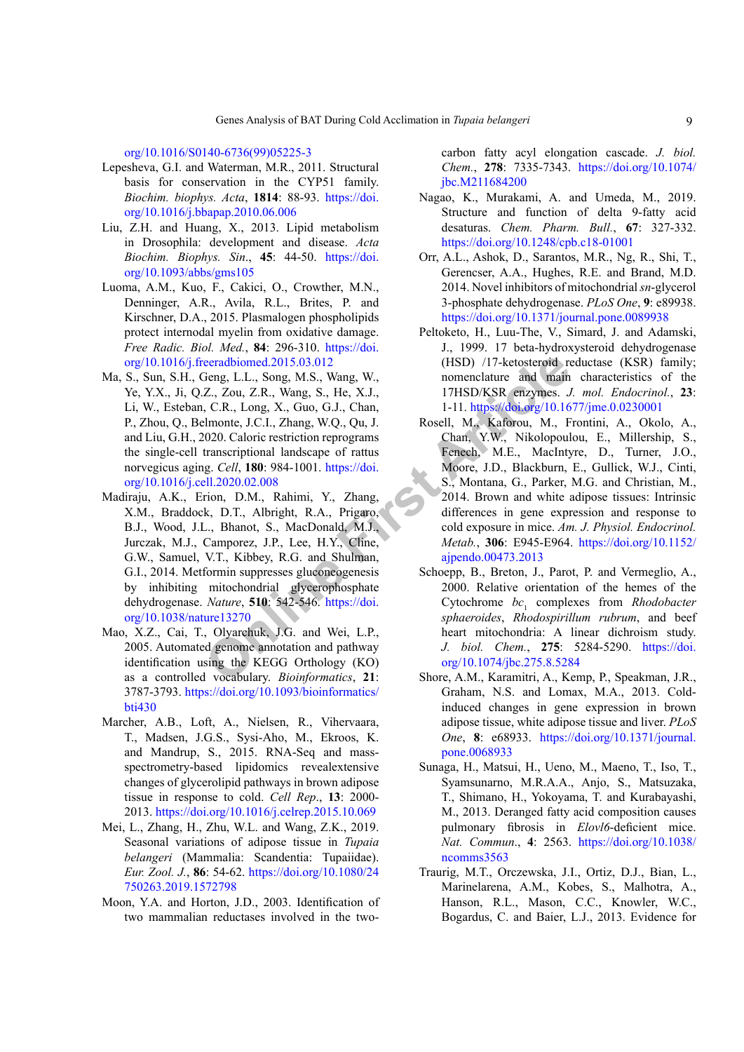org/10.1016/S0140-6736(99)05225-3

Lepesheva, G.I. and Waterman, M.R., 2011. Structural basis for conservation in the CYP51 family. *Biochim. biophys. Acta*, **1814**: 88-93. https://doi.org/10.1016/j.bbapap.2010.06.006

Liu, Z.H. and Huang, X., 2013. Lipid metabolism in Drosophila: development and disease. *Acta Biochim. Biophys. Sin*., **45**: 44-50. https://doi.org/10.1093/abbs/gms105

Luoma, A.M., Kuo, F., Cakici, O., Crowther, M.N., Denninger, A.R., Avila, R.L., Brites, P. and Kirschner, D.A., 2015. Plasmalogen phospholipids protect internodal myelin from oxidative damage. *Free Radic. Biol. Med*., **84**: 296-310. https://doi.org/10.1016/j.freeradbiomed.2015.03.012

Ma, S., Sun, S.H., Geng, L.L., Song, M.S., Wang, W., Ye, Y.X., Ji, Q.Z., Zou, Z.R., Wang, S., He, X.J., Li, W., Esteban, C.R., Long, X., Guo, G.J., Chan, P., Zhou, Q., Belmonte, J.C.I., Zhang, W.Q., Qu, J. and Liu, G.H., 2020. Caloric restriction reprograms the single-cell transcriptional landscape of rattus norvegicus aging. *Cell*, **180**: 984-1001. https://doi.org/10.1016/j.cell.2020.02.008

Madiraju, A.K., Erion, D.M., Rahimi, Y., Zhang, X.M., Braddock, D.T., Albright, R.A., Prigaro, B.J., Wood, J.L., Bhanot, S., MacDonald, M.J., Jurczak, M.J., Camporez, J.P., Lee, H.Y., Cline, G.W., Samuel, V.T., Kibbey, R.G. and Shulman, G.I., 2014. Metformin suppresses gluconeogenesis by inhibiting mitochondrial glycerophosphate dehydrogenase. *Nature*, **510**: 542-546. https://doi.org/10.1038/nature13270

Mao, X.Z., Cai, T., Olyarchuk, J.G. and Wei, L.P., 2005. Automated genome annotation and pathway identification using the KEGG Orthology (KO) as a controlled vocabulary. *Bioinformatics*, **21**: 3787-3793. https://doi.org/10.1093/bioinformatics/bti430

Marcher, A.B., Loft, A., Nielsen, R., Vihervaara, T., Madsen, J.G.S., Sysi-Aho, M., Ekroos, K. and Mandrup, S., 2015. RNA-Seq and mass-spectrometry-based lipidomics revealextensive changes of glycerolipid pathways in brown adipose tissue in response to cold. *Cell Rep*., **13**: 2000-2013. https://doi.org/10.1016/j.celrep.2015.10.069

Mei, L., Zhang, H., Zhu, W.L. and Wang, Z.K., 2019. Seasonal variations of adipose tissue in *Tupaia belangeri* (Mammalia: Scandentia: Tupaiidae). *Eur. Zool. J*., **86**: 54-62. https://doi.org/10.1080/24750263.2019.1572798

Moon, Y.A. and Horton, J.D., 2003. Identification of two mammalian reductases involved in the two-carbon fatty acyl elongation cascade. *J. biol. Chem*., **278**: 7335-7343. https://doi.org/10.1074/jbc.M211684200

Nagao, K., Murakami, A. and Umeda, M., 2019. Structure and function of delta 9-fatty acid desaturas. *Chem. Pharm. Bull*., **67**: 327-332. https://doi.org/10.1248/cpb.c18-01001

Orr, A.L., Ashok, D., Sarantos, M.R., Ng, R., Shi, T., Gerencser, A.A., Hughes, R.E. and Brand, M.D. 2014. Novel inhibitors of mitochondrial *sn*-glycerol 3-phosphate dehydrogenase. *PLoS One*, **9**: e89938. https://doi.org/10.1371/journal.pone.0089938

Peltoketo, H., Luu-The, V., Simard, J. and Adamski, J., 1999. 17 beta-hydroxysteroid dehydrogenase (HSD) /17-ketosteroid reductase (KSR) family; nomenclature and main characteristics of the 17HSD/KSR enzymes. *J. mol. Endocrinol*., **23**: 1-11. https://doi.org/10.1677/jme.0.0230001

Rosell, M., Kaforou, M., Frontini, A., Okolo, A., Chan, Y.W., Nikolopoulou, E., Millership, S., Fenech, M.E., MacIntyre, D., Turner, J.O., Moore, J.D., Blackburn, E., Gullick, W.J., Cinti, S., Montana, G., Parker, M.G. and Christian, M., 2014. Brown and white adipose tissues: Intrinsic differences in gene expression and response to cold exposure in mice. *Am. J. Physiol. Endocrinol. Metab*., **306**: E945-E964. https://doi.org/10.1152/ajpendo.00473.2013

Schoepp, B., Breton, J., Parot, P. and Vermeglio, A., 2000. Relative orientation of the hemes of the Cytochrome $bc_1$ complexes from *Rhodobacter sphaeroides*, *Rhodospirillum rubrum*, and beef heart mitochondria: A linear dichroism study. *J. biol. Chem*., **275**: 5284-5290. https://doi.org/10.1074/jbc.275.8.5284

Shore, A.M., Karamitri, A., Kemp, P., Speakman, J.R., Graham, N.S. and Lomax, M.A., 2013. Cold-induced changes in gene expression in brown adipose tissue, white adipose tissue and liver. *PLoS One*, **8**: e68933. https://doi.org/10.1371/journal.pone.0068933

Sunaga, H., Matsui, H., Ueno, M., Maeno, T., Iso, T., Syamsunarno, M.R.A.A., Anjo, S., Matsuzaka, T., Shimano, H., Yokoyama, T. and Kurabayashi, M., 2013. Deranged fatty acid composition causes pulmonary fibrosis in *Elovl6*-deficient mice. *Nat. Commun*., **4**: 2563. https://doi.org/10.1038/ncomms3563

Traurig, M.T., Orczewska, J.I., Ortiz, D.J., Bian, L., Marinelarena, A.M., Kobes, S., Malhotra, A., Hanson, R.L., Mason, C.C., Knowler, W.C., Bogardus, C. and Baier, L.J., 2013. Evidence for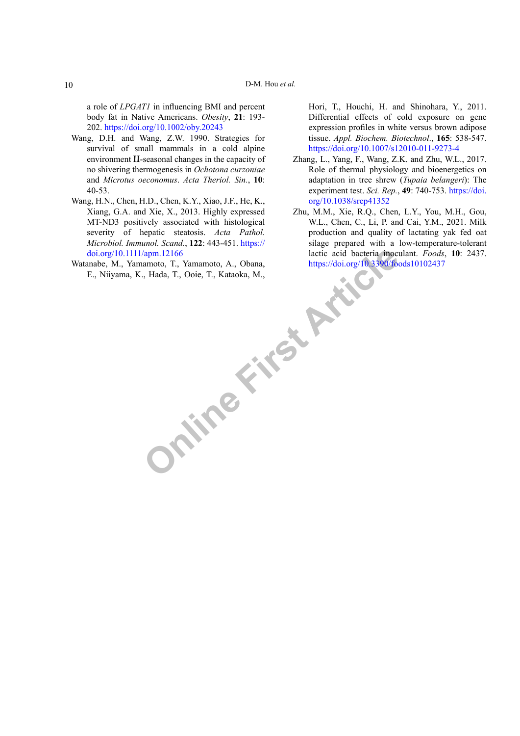a role of *LPGAT1* in influencing BMI and percent body fat in Native Americans. *Obesity*, **21**: 193-202. https://doi.org/10.1002/oby.20243

Wang, D.H. and Wang, Z.W. 1990. Strategies for survival of small mammals in a cold alpine environment II-seasonal changes in the capacity of no shivering thermogenesis in *Ochotona curzoniae* and *Microtus oeconomus*. *Acta Theriol. Sin.*, **10**: 40-53.

Wang, H.N., Chen, H.D., Chen, K.Y., Xiao, J.F., He, K., Xiang, G.A. and Xie, X., 2013. Highly expressed MT-ND3 positively associated with histological severity of hepatic steatosis. *Acta Pathol. Microbiol. Immunol. Scand.*, **122**: 443-451. https://doi.org/10.1111/apm.12166

Watanabe, M., Yamamoto, T., Yamamoto, A., Obana, E., Niiyama, K., Hada, T., Ooie, T., Kataoka, M., Hori, T., Houchi, H. and Shinohara, Y., 2011. Differential effects of cold exposure on gene expression profiles in white versus brown adipose tissue. *Appl. Biochem. Biotechnol.*, **165**: 538-547. https://doi.org/10.1007/s12010-011-9273-4

Zhang, L., Yang, F., Wang, Z.K. and Zhu, W.L., 2017. Role of thermal physiology and bioenergetics on adaptation in tree shrew (*Tupaia belangeri*): The experiment test. *Sci. Rep.*, **49**: 740-753. https://doi.org/10.1038/srep41352

Zhu, M.M., Xie, R.Q., Chen, L.Y., You, M.H., Gou, W.L., Chen, C., Li, P. and Cai, Y.M., 2021. Milk production and quality of lactating yak fed oat silage prepared with a low-temperature-tolerant lactic acid bacteria inoculant. *Foods*, **10**: 2437. https://doi.org/10.3390/foods10102437